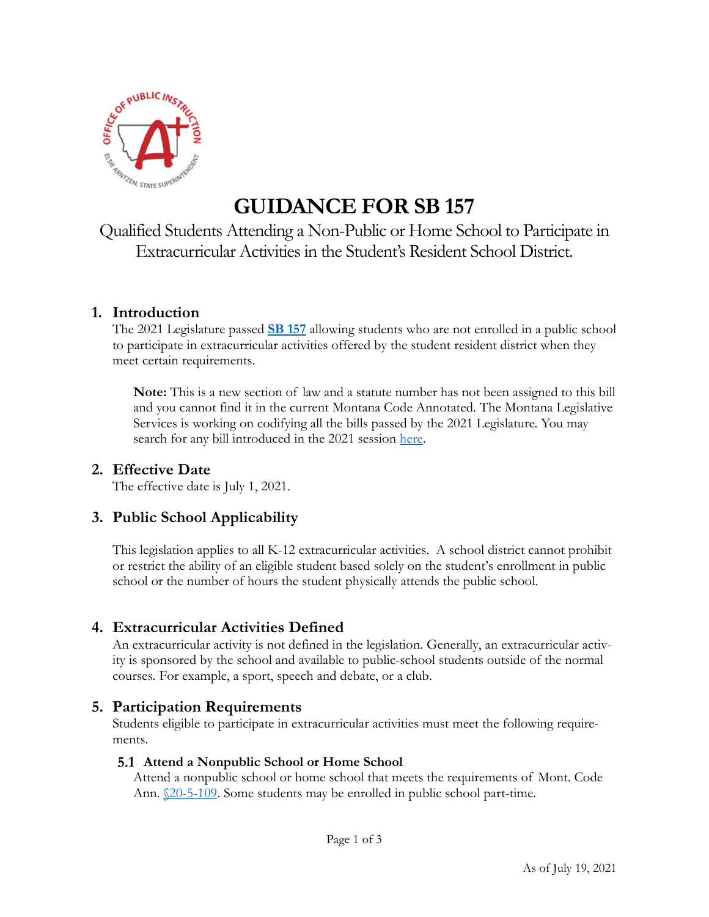# GUIDANCE FOR SB 157

Qualified Students Attending a Non-Public or Home School to Participate in Extracurricular Activities in the Student's Resident School District.

## 1. Introduction

The 2021 Legislature passed **SB 157** allowing students who are not enrolled in a public school to participate in extracurricular activities offered by the student resident district when they meet certain requirements.

> **Note:** This is a new section of law and a statute number has not been assigned to this bill and you cannot find it in the current Montana Code Annotated. The Montana Legislative Services is working on codifying all the bills passed by the 2021 Legislature. You may search for any bill introduced in the 2021 session here.

## 2. Effective Date

The effective date is July 1, 2021.

## 3. Public School Applicability

This legislation applies to all K-12 extracurricular activities. A school district cannot prohibit or restrict the ability of an eligible student based solely on the student's enrollment in public school or the number of hours the student physically attends the public school.

## 4. Extracurricular Activities Defined

An extracurricular activity is not defined in the legislation. Generally, an extracurricular activity is sponsored by the school and available to public-school students outside of the normal courses. For example, a sport, speech and debate, or a club.

## 5. Participation Requirements

Students eligible to participate in extracurricular activities must meet the following requirements.

### 5.1 Attend a Nonpublic School or Home School

Attend a nonpublic school or home school that meets the requirements of Mont. Code Ann. §20-5-109. Some students may be enrolled in public school part-time.

As of July 19, 2021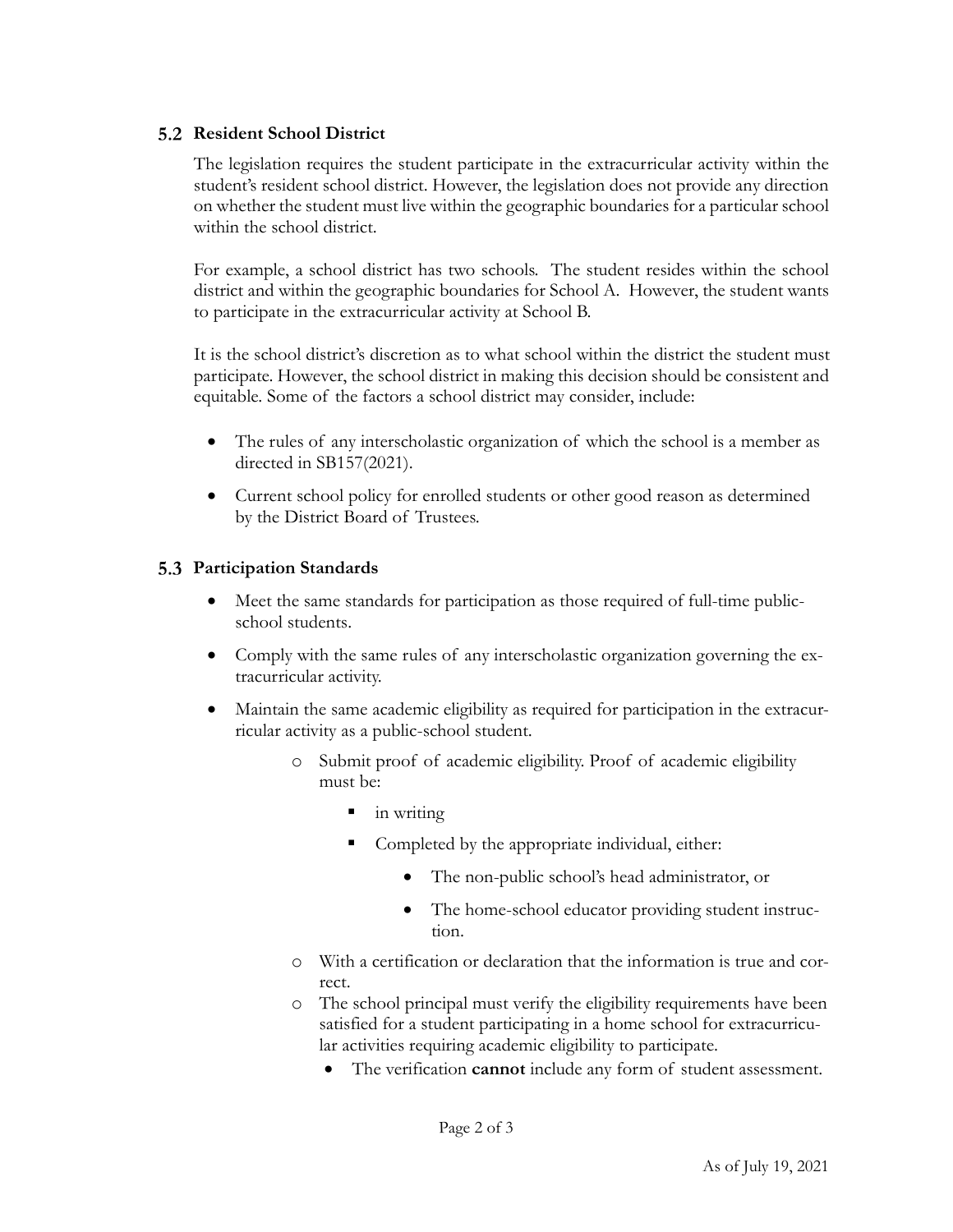## 5.2 Resident School District

The legislation requires the student participate in the extracurricular activity within the student's resident school district. However, the legislation does not provide any direction on whether the student must live within the geographic boundaries for a particular school within the school district.

For example, a school district has two schools. The student resides within the school district and within the geographic boundaries for School A. However, the student wants to participate in the extracurricular activity at School B.

It is the school district's discretion as to what school within the district the student must participate. However, the school district in making this decision should be consistent and equitable. Some of the factors a school district may consider, include:

- The rules of any interscholastic organization of which the school is a member as directed in SB157(2021).
- Current school policy for enrolled students or other good reason as determined by the District Board of Trustees.

## 5.3 Participation Standards

- Meet the same standards for participation as those required of full-time public-school students.
- Comply with the same rules of any interscholastic organization governing the extracurricular activity.
- Maintain the same academic eligibility as required for participation in the extracurricular activity as a public-school student.
  - Submit proof of academic eligibility. Proof of academic eligibility must be:
    - in writing
    - Completed by the appropriate individual, either:
      - The non-public school's head administrator, or
      - The home-school educator providing student instruction.
  - With a certification or declaration that the information is true and correct.
  - The school principal must verify the eligibility requirements have been satisfied for a student participating in a home school for extracurricular activities requiring academic eligibility to participate.
    - The verification **cannot** include any form of student assessment.

As of July 19, 2021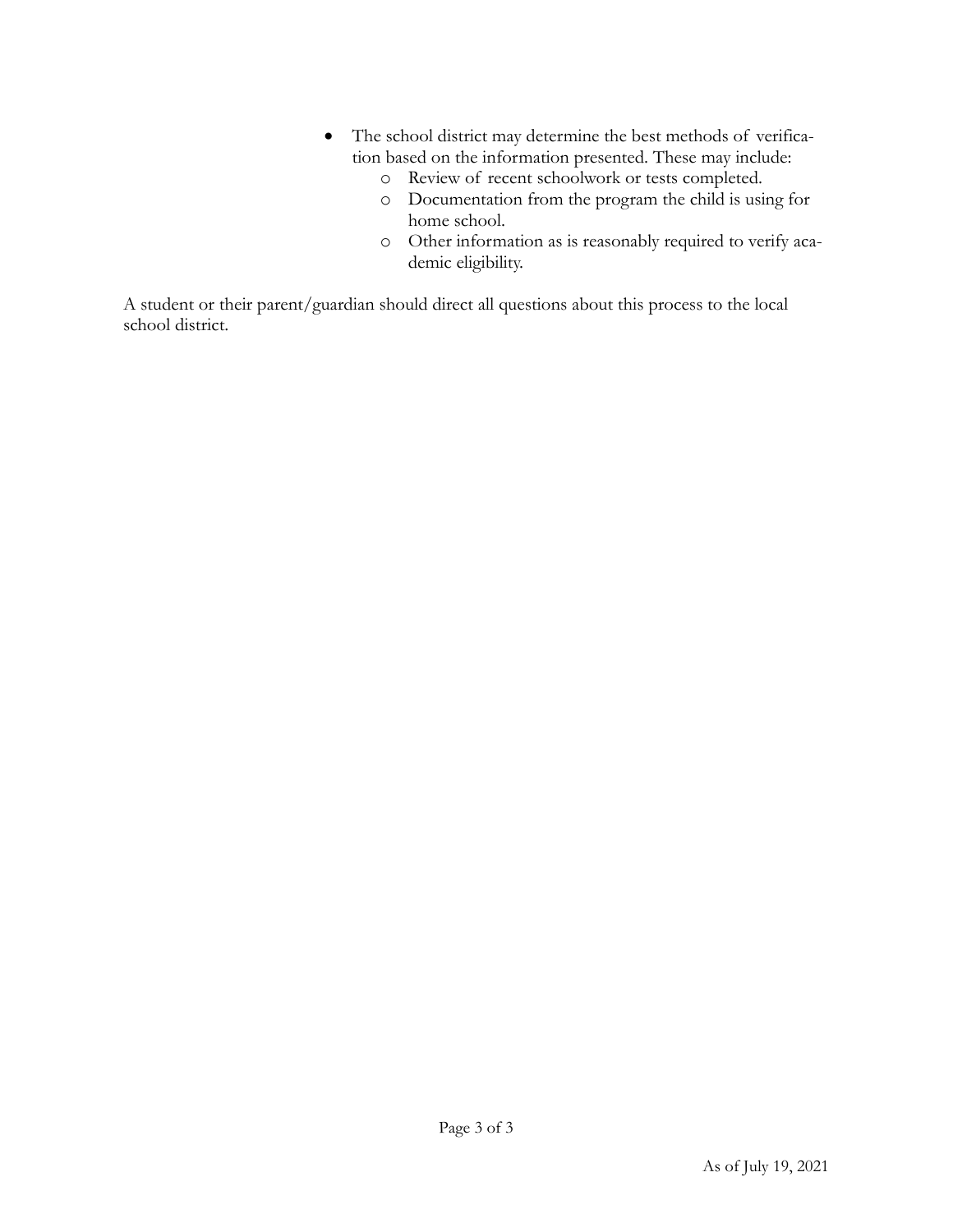- The school district may determine the best methods of verification based on the information presented. These may include:
  - Review of recent schoolwork or tests completed.
  - Documentation from the program the child is using for home school.
  - Other information as is reasonably required to verify academic eligibility.

A student or their parent/guardian should direct all questions about this process to the local school district.

As of July 19, 2021